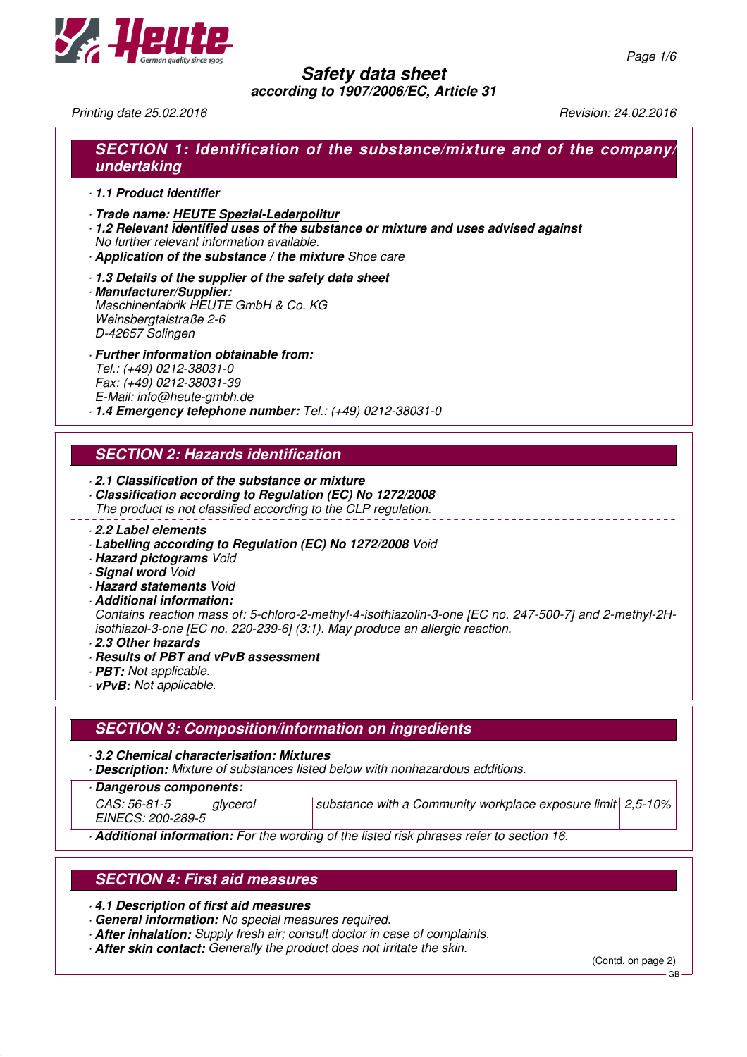# Safety data sheet

*according to 1907/2006/EC, Article 31*

*Printing date 25.02.2016* *Revision: 24.02.2016*

## SECTION 1: Identification of the substance/mixture and of the company/undertaking

· **1.1 Product identifier**

· **Trade name: HEUTE Spezial-Lederpolitur**

· **1.2 Relevant identified uses of the substance or mixture and uses advised against**
No further relevant information available.

· **Application of the substance / the mixture** Shoe care

· **1.3 Details of the supplier of the safety data sheet**

· **Manufacturer/Supplier:**
Maschinenfabrik HEUTE GmbH & Co. KG
Weinsbergtalstraße 2-6
D-42657 Solingen

· **Further information obtainable from:**
Tel.: (+49) 0212-38031-0
Fax: (+49) 0212-38031-39
E-Mail: info@heute-gmbh.de

· **1.4 Emergency telephone number:** Tel.: (+49) 0212-38031-0

## SECTION 2: Hazards identification

· **2.1 Classification of the substance or mixture**

· **Classification according to Regulation (EC) No 1272/2008**
The product is not classified according to the CLP regulation.

· **2.2 Label elements**

· **Labelling according to Regulation (EC) No 1272/2008** Void

· **Hazard pictograms** Void

· **Signal word** Void

· **Hazard statements** Void

· **Additional information:**
Contains reaction mass of: 5-chloro-2-methyl-4-isothiazolin-3-one [EC no. 247-500-7] and 2-methyl-2H-isothiazol-3-one [EC no. 220-239-6] (3:1). May produce an allergic reaction.

· **2.3 Other hazards**

· **Results of PBT and vPvB assessment**

· **PBT:** Not applicable.

· **vPvB:** Not applicable.

## SECTION 3: Composition/information on ingredients

· **3.2 Chemical characterisation: Mixtures**

· **Description:** Mixture of substances listed below with nonhazardous additions.

· **Dangerous components:**

| | | | |
|---|---|---|---|
| CAS: 56-81-5<br>EINECS: 200-289-5 | glycerol | substance with a Community workplace exposure limit | 2,5-10% |

· **Additional information:** For the wording of the listed risk phrases refer to section 16.

## SECTION 4: First aid measures

· **4.1 Description of first aid measures**

· **General information:** No special measures required.

· **After inhalation:** Supply fresh air; consult doctor in case of complaints.

· **After skin contact:** Generally the product does not irritate the skin.

(Contd. on page 2)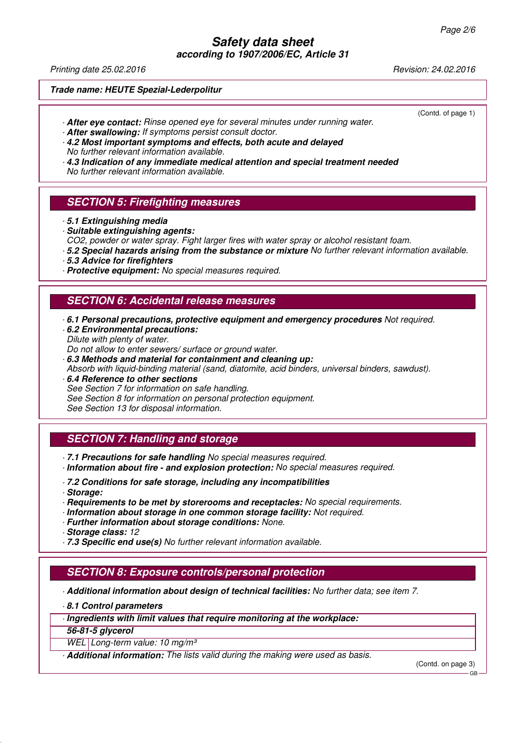**Trade name: HEUTE Spezial-Lederpolitur**

(Contd. of page 1)

· **After eye contact:** Rinse opened eye for several minutes under running water.
· **After swallowing:** If symptoms persist consult doctor.
· **4.2 Most important symptoms and effects, both acute and delayed**
No further relevant information available.
· **4.3 Indication of any immediate medical attention and special treatment needed**
No further relevant information available.

## SECTION 5: Firefighting measures

· **5.1 Extinguishing media**
· **Suitable extinguishing agents:**
$CO_2$, powder or water spray. Fight larger fires with water spray or alcohol resistant foam.
· **5.2 Special hazards arising from the substance or mixture** No further relevant information available.
· **5.3 Advice for firefighters**
· **Protective equipment:** No special measures required.

## SECTION 6: Accidental release measures

· **6.1 Personal precautions, protective equipment and emergency procedures** Not required.
· **6.2 Environmental precautions:**
Dilute with plenty of water.
Do not allow to enter sewers/ surface or ground water.
· **6.3 Methods and material for containment and cleaning up:**
Absorb with liquid-binding material (sand, diatomite, acid binders, universal binders, sawdust).
· **6.4 Reference to other sections**
See Section 7 for information on safe handling.
See Section 8 for information on personal protection equipment.
See Section 13 for disposal information.

## SECTION 7: Handling and storage

· **7.1 Precautions for safe handling** No special measures required.
· **Information about fire - and explosion protection:** No special measures required.

· **7.2 Conditions for safe storage, including any incompatibilities**
· **Storage:**
· **Requirements to be met by storerooms and receptacles:** No special requirements.
· **Information about storage in one common storage facility:** Not required.
· **Further information about storage conditions:** None.
· **Storage class:** 12
· **7.3 Specific end use(s)** No further relevant information available.

## SECTION 8: Exposure controls/personal protection

· **Additional information about design of technical facilities:** No further data; see item 7.

· **8.1 Control parameters**

| · **Ingredients with limit values that require monitoring at the workplace:** | |
|---|---|
| **56-81-5 glycerol** | |
| WEL | Long-term value: 10 mg/m³ |

· **Additional information:** The lists valid during the making were used as basis.

(Contd. on page 3)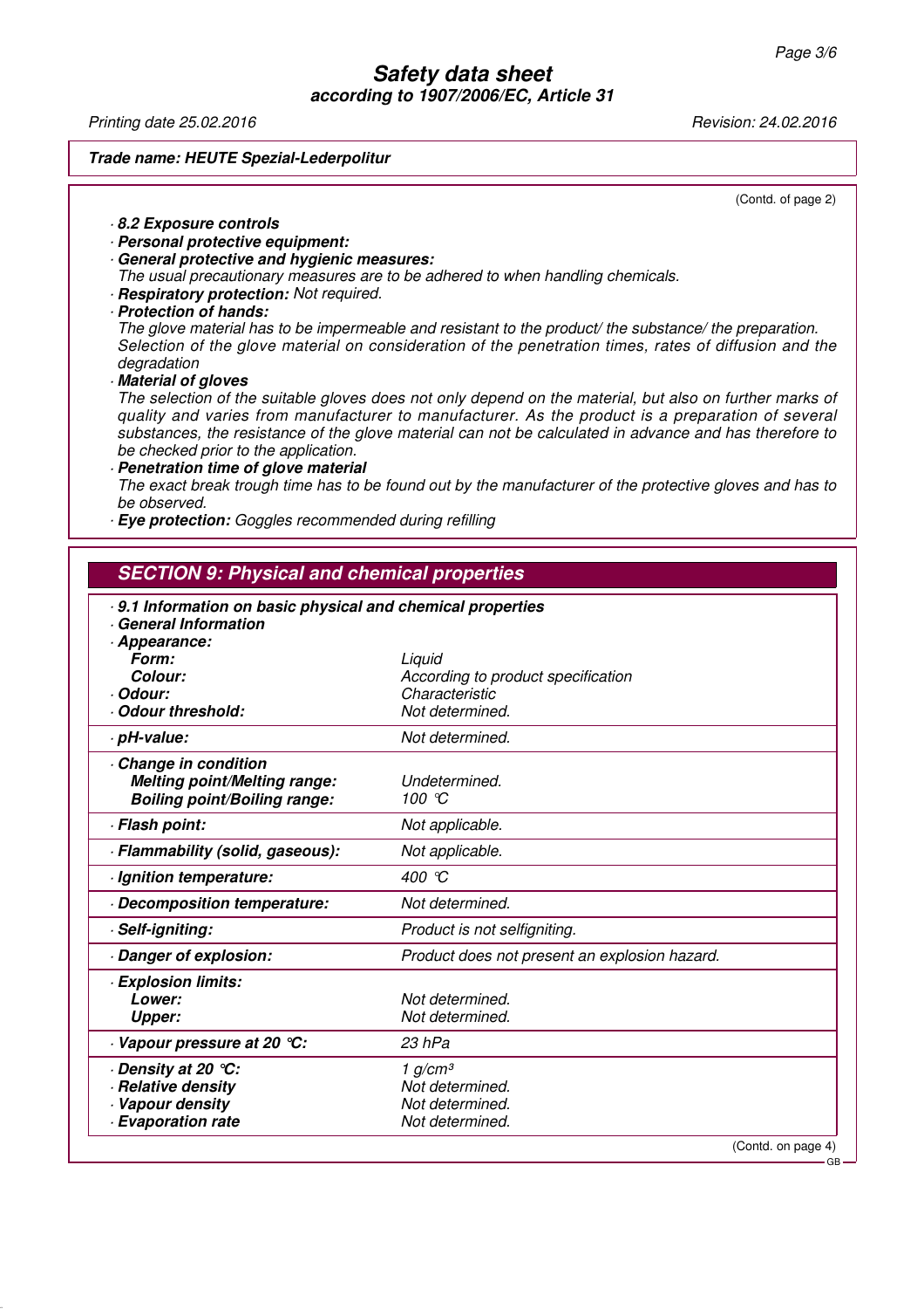**Trade name: HEUTE Spezial-Lederpolitur**

(Contd. of page 2)

· **8.2 Exposure controls**
· **Personal protective equipment:**
· **General protective and hygienic measures:**
The usual precautionary measures are to be adhered to when handling chemicals.
· **Respiratory protection:** Not required.
· **Protection of hands:**
The glove material has to be impermeable and resistant to the product/ the substance/ the preparation.
Selection of the glove material on consideration of the penetration times, rates of diffusion and the degradation
· **Material of gloves**
The selection of the suitable gloves does not only depend on the material, but also on further marks of quality and varies from manufacturer to manufacturer. As the product is a preparation of several substances, the resistance of the glove material can not be calculated in advance and has therefore to be checked prior to the application.
· **Penetration time of glove material**
The exact break trough time has to be found out by the manufacturer of the protective gloves and has to be observed.
· **Eye protection:** Goggles recommended during refilling

## SECTION 9: Physical and chemical properties

· **9.1 Information on basic physical and chemical properties**
· **General Information**

| | |
|---|---|
| · **Appearance:** | |
| **Form:** | Liquid |
| **Colour:** | According to product specification |
| · **Odour:** | Characteristic |
| · **Odour threshold:** | Not determined. |
| · **pH-value:** | Not determined. |
| · **Change in condition** | |
| **Melting point/Melting range:** | Undetermined. |
| **Boiling point/Boiling range:** | 100 °C |
| · **Flash point:** | Not applicable. |
| · **Flammability (solid, gaseous):** | Not applicable. |
| · **Ignition temperature:** | 400 °C |
| · **Decomposition temperature:** | Not determined. |
| · **Self-igniting:** | Product is not selfigniting. |
| · **Danger of explosion:** | Product does not present an explosion hazard. |
| · **Explosion limits:** | |
| **Lower:** | Not determined. |
| **Upper:** | Not determined. |
| · **Vapour pressure at 20 °C:** | 23 hPa |
| · **Density at 20 °C:** | 1 $g/cm^3$ |
| · **Relative density** | Not determined. |
| · **Vapour density** | Not determined. |
| · **Evaporation rate** | Not determined. |

(Contd. on page 4)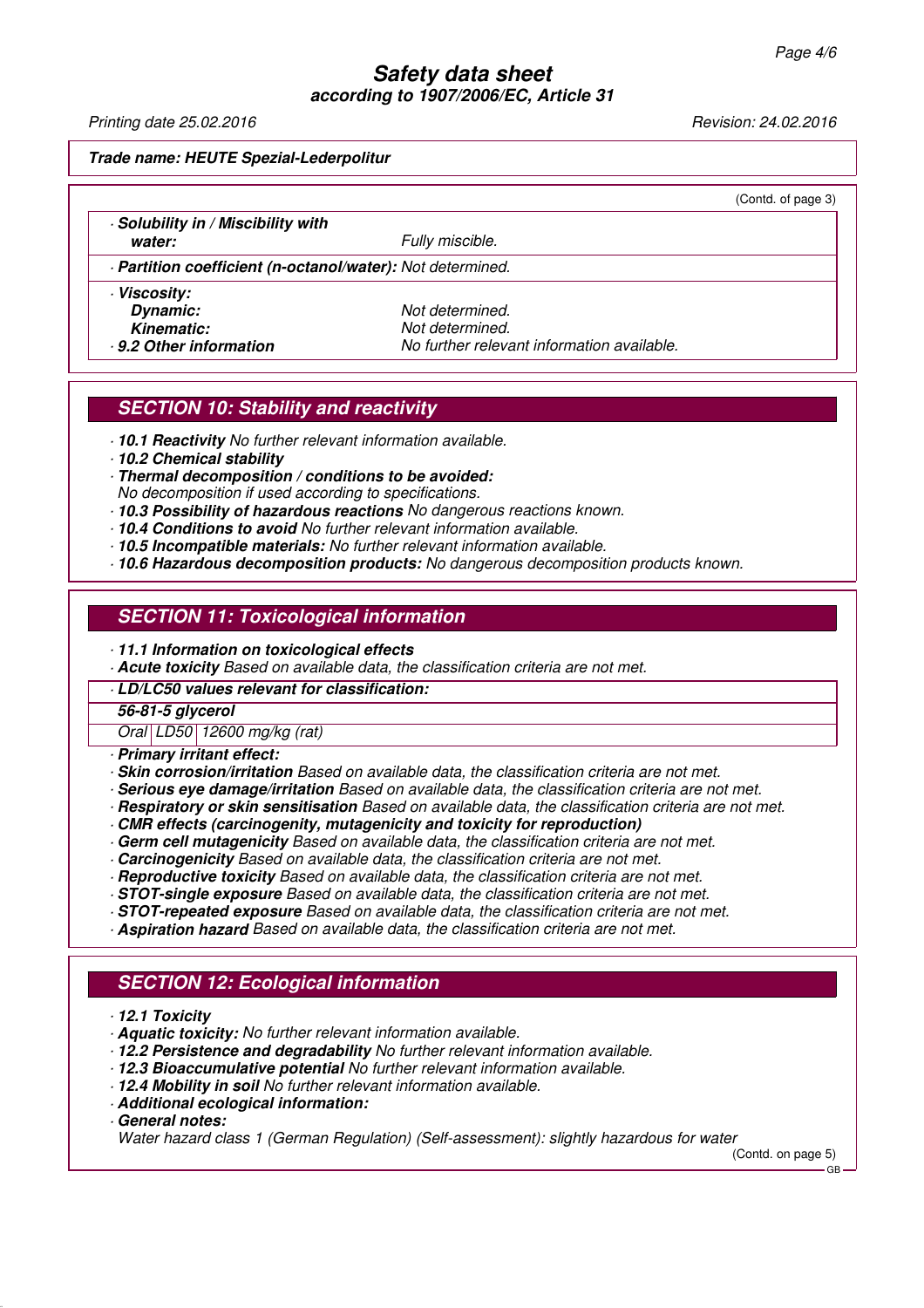**Trade name: HEUTE Spezial-Lederpolitur**

(Contd. of page 3)

| | |
|---|---|
| · **Solubility in / Miscibility with water:** | Fully miscible. |
| · **Partition coefficient (n-octanol/water):** | Not determined. |
| · **Viscosity:** | |
| **Dynamic:** | Not determined. |
| **Kinematic:** | Not determined. |
| · **9.2 Other information** | No further relevant information available. |

## SECTION 10: Stability and reactivity

· **10.1 Reactivity** No further relevant information available.
· **10.2 Chemical stability**
· **Thermal decomposition / conditions to be avoided:**
No decomposition if used according to specifications.
· **10.3 Possibility of hazardous reactions** No dangerous reactions known.
· **10.4 Conditions to avoid** No further relevant information available.
· **10.5 Incompatible materials:** No further relevant information available.
· **10.6 Hazardous decomposition products:** No dangerous decomposition products known.

## SECTION 11: Toxicological information

· **11.1 Information on toxicological effects**
· **Acute toxicity** Based on available data, the classification criteria are not met.

· **LD/LC50 values relevant for classification:**

| **56-81-5 glycerol** | | |
|---|---|---|
| Oral | LD50 | 12600 mg/kg (rat) |

· **Primary irritant effect:**
· **Skin corrosion/irritation** Based on available data, the classification criteria are not met.
· **Serious eye damage/irritation** Based on available data, the classification criteria are not met.
· **Respiratory or skin sensitisation** Based on available data, the classification criteria are not met.
· **CMR effects (carcinogenity, mutagenicity and toxicity for reproduction)**
· **Germ cell mutagenicity** Based on available data, the classification criteria are not met.
· **Carcinogenicity** Based on available data, the classification criteria are not met.
· **Reproductive toxicity** Based on available data, the classification criteria are not met.
· **STOT-single exposure** Based on available data, the classification criteria are not met.
· **STOT-repeated exposure** Based on available data, the classification criteria are not met.
· **Aspiration hazard** Based on available data, the classification criteria are not met.

## SECTION 12: Ecological information

· **12.1 Toxicity**
· **Aquatic toxicity:** No further relevant information available.
· **12.2 Persistence and degradability** No further relevant information available.
· **12.3 Bioaccumulative potential** No further relevant information available.
· **12.4 Mobility in soil** No further relevant information available.
· **Additional ecological information:**
· **General notes:**
Water hazard class 1 (German Regulation) (Self-assessment): slightly hazardous for water

(Contd. on page 5)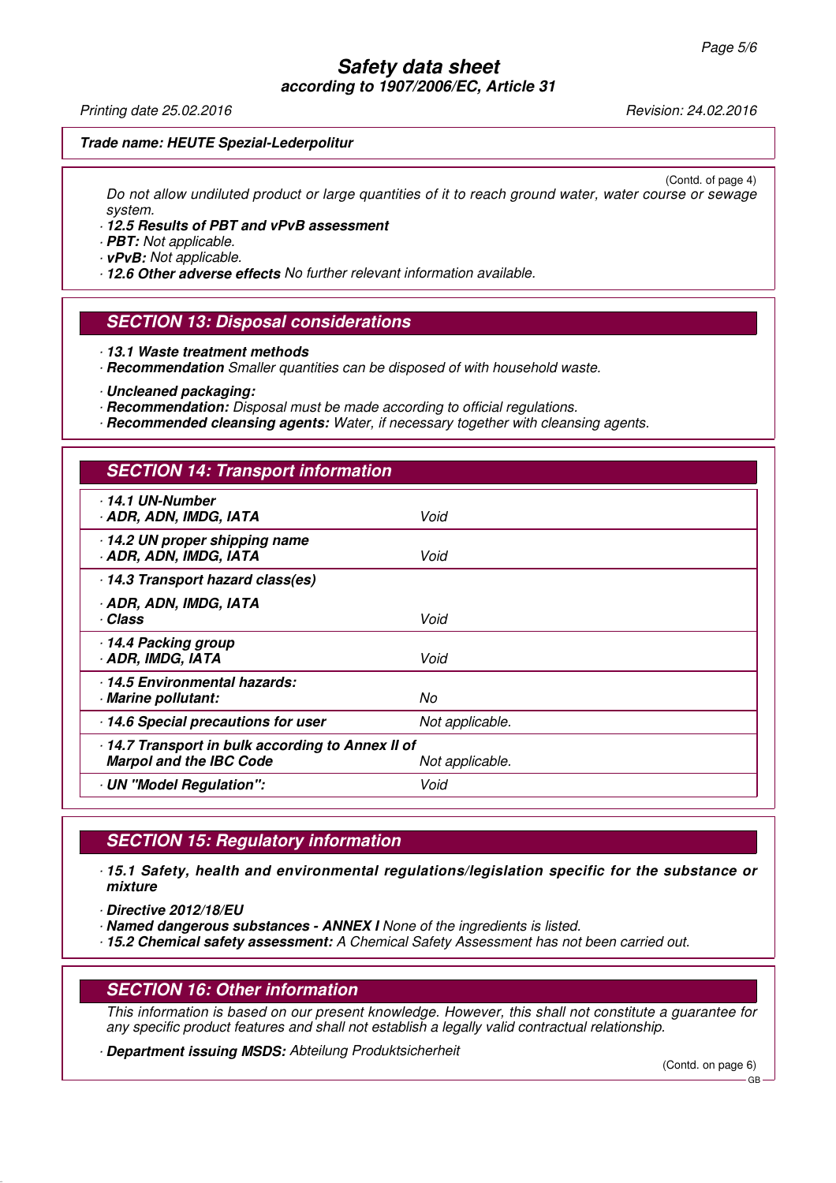**Trade name: HEUTE Spezial-Lederpolitur**

(Contd. of page 4)

Do not allow undiluted product or large quantities of it to reach ground water, water course or sewage system.

- **12.5 Results of PBT and vPvB assessment**
- **PBT:** Not applicable.
- **vPvB:** Not applicable.
- **12.6 Other adverse effects** No further relevant information available.

## SECTION 13: Disposal considerations

- **13.1 Waste treatment methods**
- **Recommendation** Smaller quantities can be disposed of with household waste.

- **Uncleaned packaging:**
- **Recommendation:** Disposal must be made according to official regulations.
- **Recommended cleansing agents:** Water, if necessary together with cleansing agents.

## SECTION 14: Transport information

| | |
|---|---|
| **14.1 UN-Number**<br>**ADR, ADN, IMDG, IATA** | Void |
| **14.2 UN proper shipping name**<br>**ADR, ADN, IMDG, IATA** | Void |
| **14.3 Transport hazard class(es)**<br>**ADR, ADN, IMDG, IATA**<br>**Class** | Void |
| **14.4 Packing group**<br>**ADR, IMDG, IATA** | Void |
| **14.5 Environmental hazards:**<br>**Marine pollutant:** | No |
| **14.6 Special precautions for user** | Not applicable. |
| **14.7 Transport in bulk according to Annex II of Marpol and the IBC Code** | Not applicable. |
| **UN "Model Regulation":** | Void |

## SECTION 15: Regulatory information

- **15.1 Safety, health and environmental regulations/legislation specific for the substance or mixture**

- **Directive 2012/18/EU**
- **Named dangerous substances - ANNEX I** None of the ingredients is listed.
- **15.2 Chemical safety assessment:** A Chemical Safety Assessment has not been carried out.

## SECTION 16: Other information

This information is based on our present knowledge. However, this shall not constitute a guarantee for any specific product features and shall not establish a legally valid contractual relationship.

- **Department issuing MSDS:** Abteilung Produktsicherheit

(Contd. on page 6)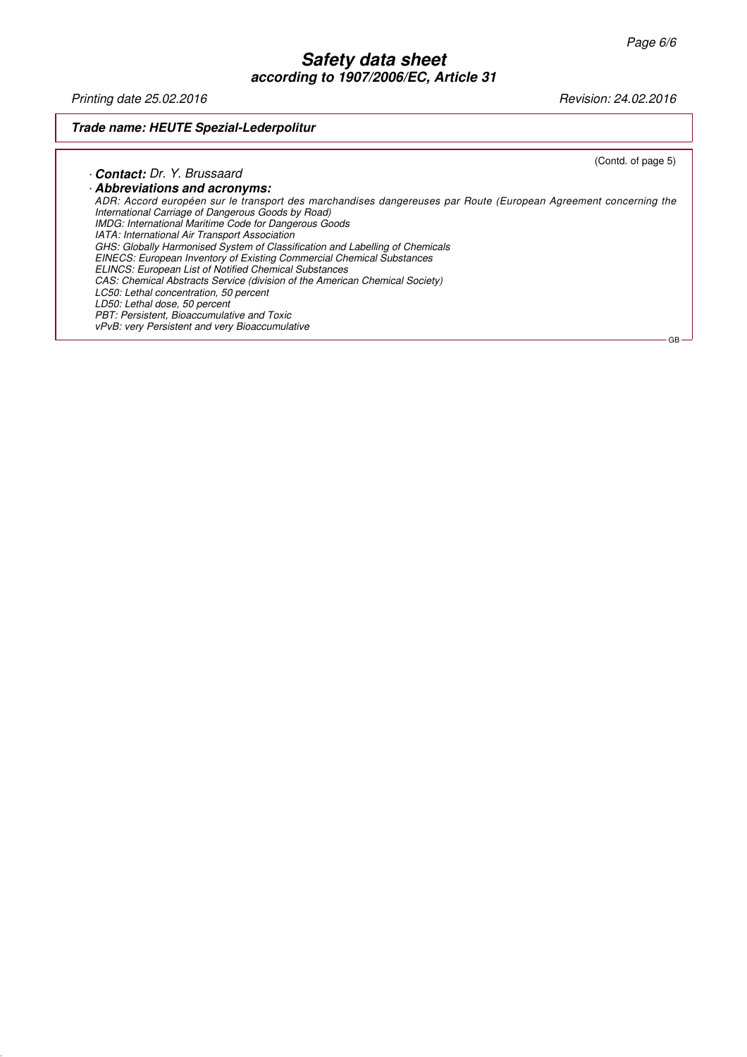# Safety data sheet
## according to 1907/2006/EC, Article 31

Printing date 25.02.2016 Revision: 24.02.2016

**Trade name: HEUTE Spezial-Lederpolitur**

(Contd. of page 5)

· **Contact:** Dr. Y. Brussaard

· **Abbreviations and acronyms:**

*ADR: Accord européen sur le transport des marchandises dangereuses par Route (European Agreement concerning the International Carriage of Dangerous Goods by Road)*
*IMDG: International Maritime Code for Dangerous Goods*
*IATA: International Air Transport Association*
*GHS: Globally Harmonised System of Classification and Labelling of Chemicals*
*EINECS: European Inventory of Existing Commercial Chemical Substances*
*ELINCS: European List of Notified Chemical Substances*
*CAS: Chemical Abstracts Service (division of the American Chemical Society)*
*LC50: Lethal concentration, 50 percent*
*LD50: Lethal dose, 50 percent*
*PBT: Persistent, Bioaccumulative and Toxic*
*vPvB: very Persistent and very Bioaccumulative*

GB